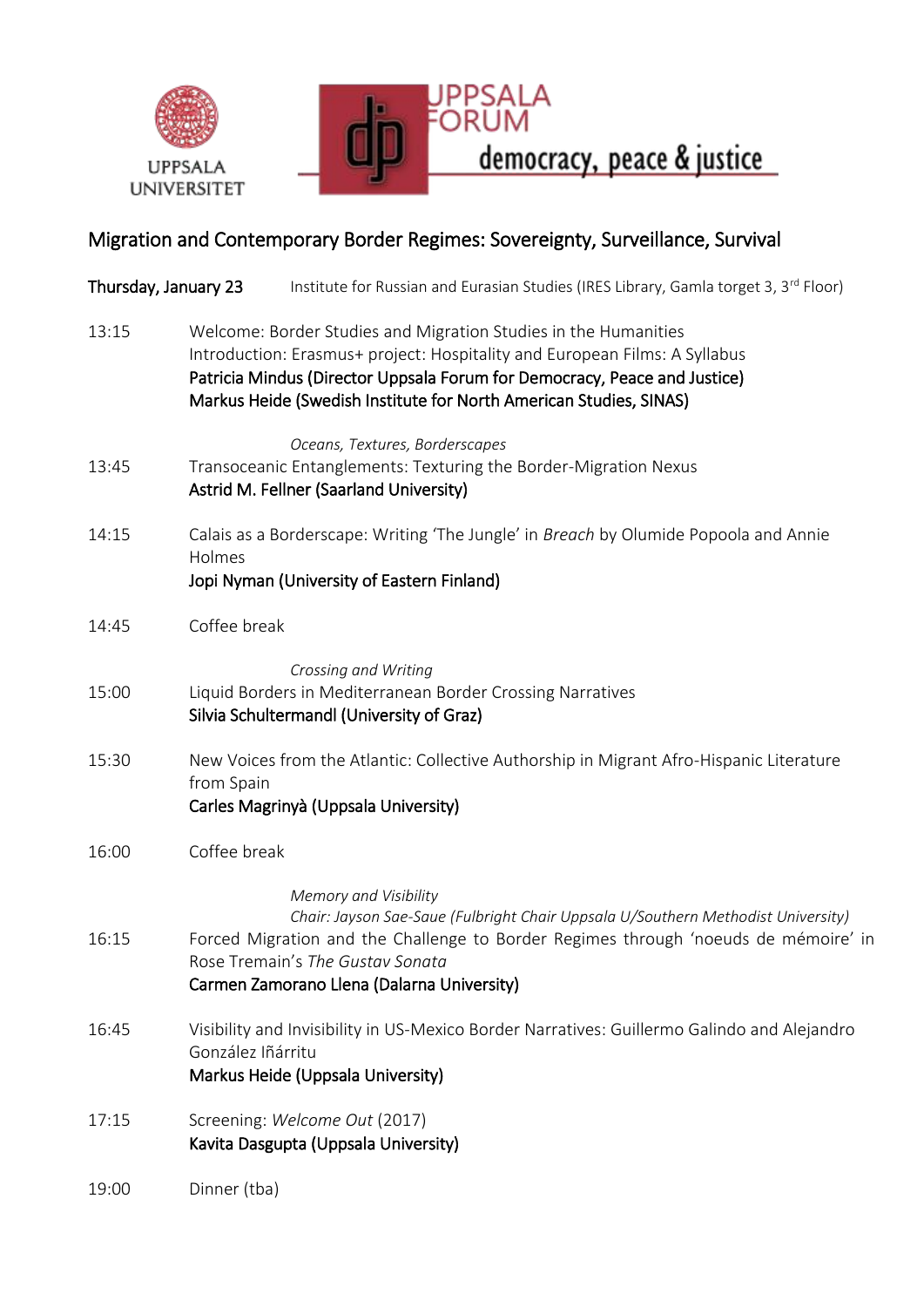UPPSALA UNIVERSITET

UPPSALA FORUM democracy, peace & justice

# Migration and Contemporary Border Regimes: Sovereignty, Surveillance, Survival

**Thursday, January 23** Institute for Russian and Eurasian Studies (IRES Library, Gamla torget 3, 3rd Floor)

13:15 Welcome: Border Studies and Migration Studies in the Humanities
Introduction: Erasmus+ project: Hospitality and European Films: A Syllabus
**Patricia Mindus (Director Uppsala Forum for Democracy, Peace and Justice)**
**Markus Heide (Swedish Institute for North American Studies, SINAS)**

*Oceans, Textures, Borderscapes*

13:45 Transoceanic Entanglements: Texturing the Border-Migration Nexus
**Astrid M. Fellner (Saarland University)**

14:15 Calais as a Borderscape: Writing 'The Jungle' in *Breach* by Olumide Popoola and Annie Holmes
**Jopi Nyman (University of Eastern Finland)**

14:45 Coffee break

*Crossing and Writing*

15:00 Liquid Borders in Mediterranean Border Crossing Narratives
**Silvia Schultermandl (University of Graz)**

15:30 New Voices from the Atlantic: Collective Authorship in Migrant Afro-Hispanic Literature from Spain
**Carles Magrinyà (Uppsala University)**

16:00 Coffee break

*Memory and Visibility*
*Chair: Jayson Sae-Saue (Fulbright Chair Uppsala U/Southern Methodist University)*

16:15 Forced Migration and the Challenge to Border Regimes through 'noeuds de mémoire' in Rose Tremain's *The Gustav Sonata*
**Carmen Zamorano Llena (Dalarna University)**

16:45 Visibility and Invisibility in US-Mexico Border Narratives: Guillermo Galindo and Alejandro González Iñárritu
**Markus Heide (Uppsala University)**

17:15 Screening: *Welcome Out* (2017)
**Kavita Dasgupta (Uppsala University)**

19:00 Dinner (tba)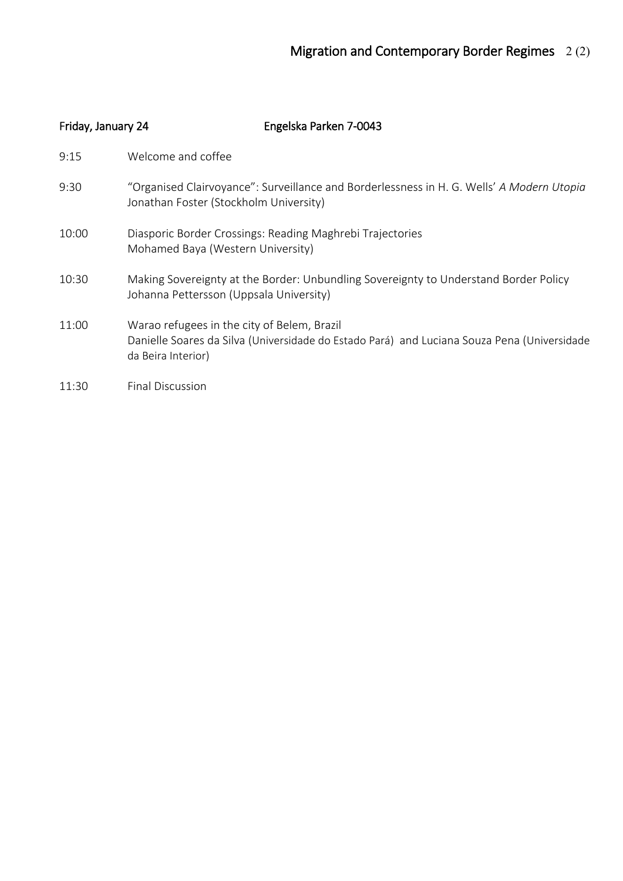**Friday, January 24** **Engelska Parken 7-0043**

| | |
|---|---|
| 9:15 | Welcome and coffee |
| 9:30 | "Organised Clairvoyance": Surveillance and Borderlessness in H. G. Wells' *A Modern Utopia*<br>Jonathan Foster (Stockholm University) |
| 10:00 | Diasporic Border Crossings: Reading Maghrebi Trajectories<br>Mohamed Baya (Western University) |
| 10:30 | Making Sovereignty at the Border: Unbundling Sovereignty to Understand Border Policy<br>Johanna Pettersson (Uppsala University) |
| 11:00 | Warao refugees in the city of Belem, Brazil<br>Danielle Soares da Silva (Universidade do Estado Pará) and Luciana Souza Pena (Universidade da Beira Interior) |
| 11:30 | Final Discussion |